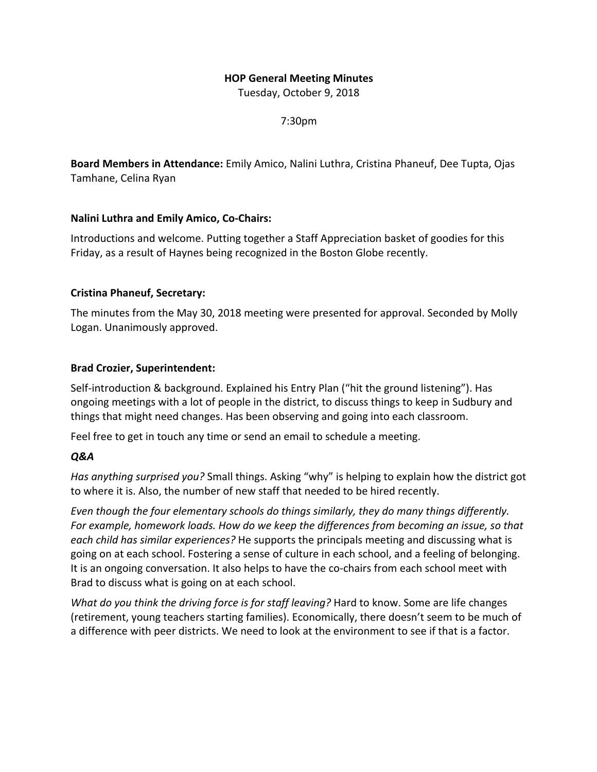# HOP General Meeting Minutes

Tuesday, October 9, 2018

7:30pm

**Board Members in Attendance:** Emily Amico, Nalini Luthra, Cristina Phaneuf, Dee Tupta, Ojas Tamhane, Celina Ryan

**Nalini Luthra and Emily Amico, Co-Chairs:**

Introductions and welcome. Putting together a Staff Appreciation basket of goodies for this Friday, as a result of Haynes being recognized in the Boston Globe recently.

**Cristina Phaneuf, Secretary:**

The minutes from the May 30, 2018 meeting were presented for approval. Seconded by Molly Logan. Unanimously approved.

**Brad Crozier, Superintendent:**

Self-introduction & background. Explained his Entry Plan ("hit the ground listening"). Has ongoing meetings with a lot of people in the district, to discuss things to keep in Sudbury and things that might need changes. Has been observing and going into each classroom.

Feel free to get in touch any time or send an email to schedule a meeting.

***Q&A***

*Has anything surprised you?* Small things. Asking "why" is helping to explain how the district got to where it is. Also, the number of new staff that needed to be hired recently.

*Even though the four elementary schools do things similarly, they do many things differently. For example, homework loads. How do we keep the differences from becoming an issue, so that each child has similar experiences?* He supports the principals meeting and discussing what is going on at each school. Fostering a sense of culture in each school, and a feeling of belonging. It is an ongoing conversation. It also helps to have the co-chairs from each school meet with Brad to discuss what is going on at each school.

*What do you think the driving force is for staff leaving?* Hard to know. Some are life changes (retirement, young teachers starting families). Economically, there doesn't seem to be much of a difference with peer districts. We need to look at the environment to see if that is a factor.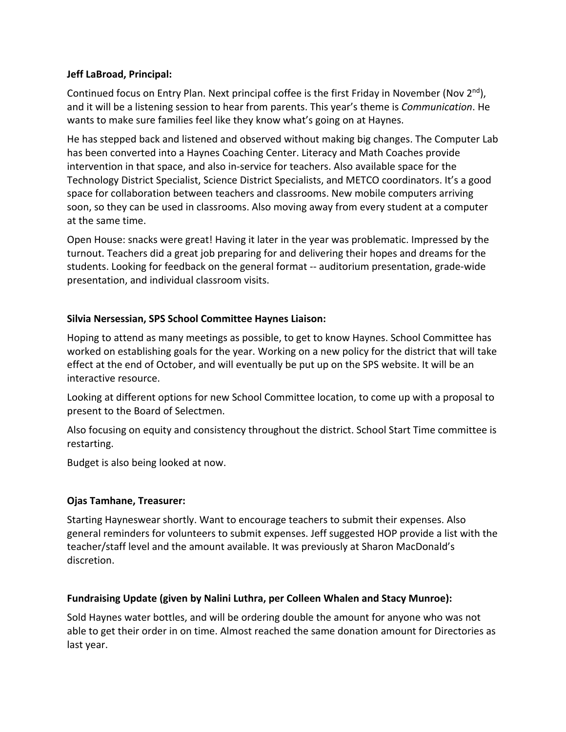**Jeff LaBroad, Principal:**

Continued focus on Entry Plan. Next principal coffee is the first Friday in November (Nov 2nd), and it will be a listening session to hear from parents. This year's theme is *Communication*. He wants to make sure families feel like they know what's going on at Haynes.

He has stepped back and listened and observed without making big changes. The Computer Lab has been converted into a Haynes Coaching Center. Literacy and Math Coaches provide intervention in that space, and also in-service for teachers. Also available space for the Technology District Specialist, Science District Specialists, and METCO coordinators. It's a good space for collaboration between teachers and classrooms. New mobile computers arriving soon, so they can be used in classrooms. Also moving away from every student at a computer at the same time.

Open House: snacks were great! Having it later in the year was problematic. Impressed by the turnout. Teachers did a great job preparing for and delivering their hopes and dreams for the students. Looking for feedback on the general format -- auditorium presentation, grade-wide presentation, and individual classroom visits.

**Silvia Nersessian, SPS School Committee Haynes Liaison:**

Hoping to attend as many meetings as possible, to get to know Haynes. School Committee has worked on establishing goals for the year. Working on a new policy for the district that will take effect at the end of October, and will eventually be put up on the SPS website. It will be an interactive resource.

Looking at different options for new School Committee location, to come up with a proposal to present to the Board of Selectmen.

Also focusing on equity and consistency throughout the district. School Start Time committee is restarting.

Budget is also being looked at now.

**Ojas Tamhane, Treasurer:**

Starting Hayneswear shortly. Want to encourage teachers to submit their expenses. Also general reminders for volunteers to submit expenses. Jeff suggested HOP provide a list with the teacher/staff level and the amount available. It was previously at Sharon MacDonald's discretion.

**Fundraising Update (given by Nalini Luthra, per Colleen Whalen and Stacy Munroe):**

Sold Haynes water bottles, and will be ordering double the amount for anyone who was not able to get their order in on time. Almost reached the same donation amount for Directories as last year.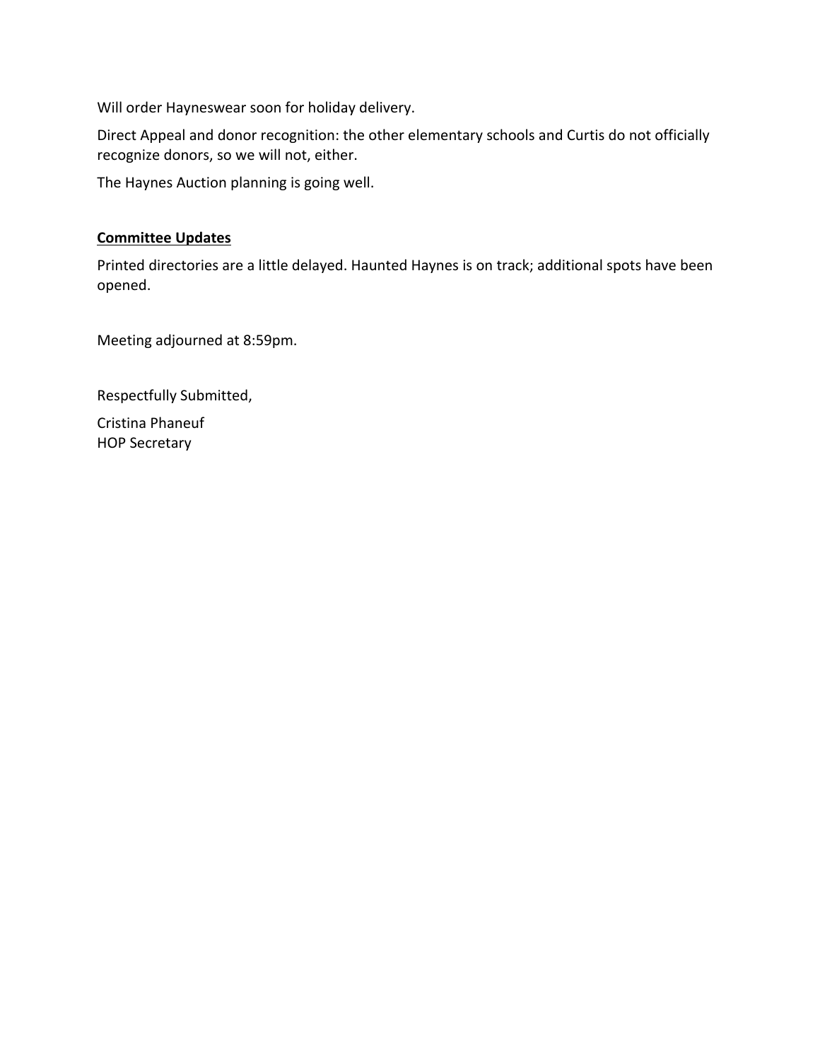Will order Hayneswear soon for holiday delivery.

Direct Appeal and donor recognition: the other elementary schools and Curtis do not officially recognize donors, so we will not, either.

The Haynes Auction planning is going well.

**Committee Updates**

Printed directories are a little delayed. Haunted Haynes is on track; additional spots have been opened.

Meeting adjourned at 8:59pm.

Respectfully Submitted,

Cristina Phaneuf
HOP Secretary